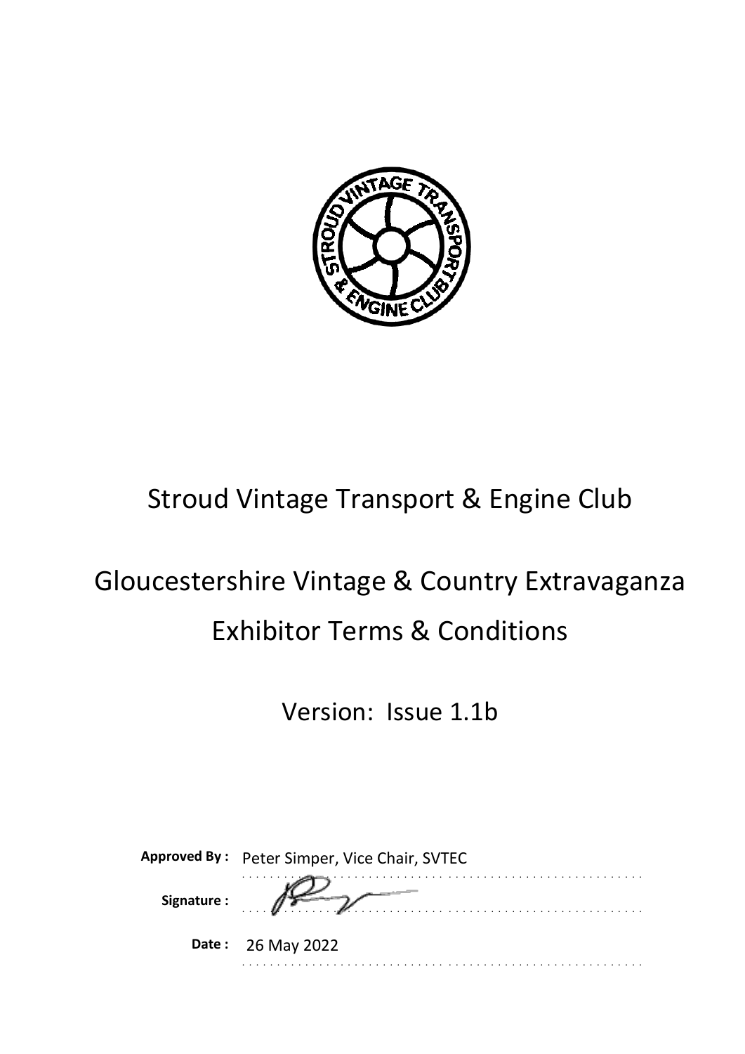# Stroud Vintage Transport & Engine Club

# Gloucestershire Vintage & Country Extravaganza

# Exhibitor Terms & Conditions

Version: Issue 1.1b

| | |
|---|---|
| **Approved By :** | Peter Simper, Vice Chair, SVTEC |
| **Signature :** | |
| **Date :** | 26 May 2022 |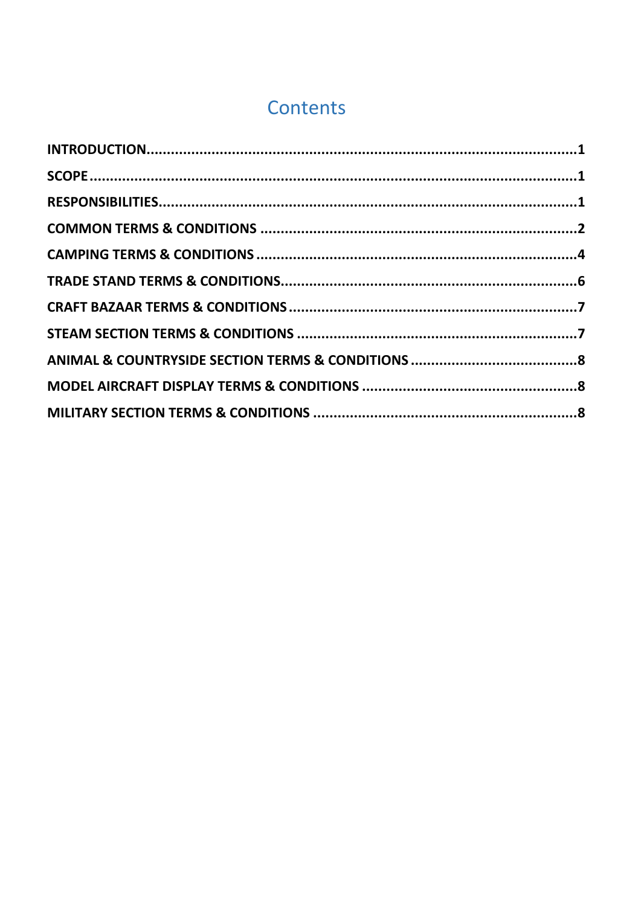# Contents

**INTRODUCTION**..........................................................................................................**1**

**SCOPE**........................................................................................................................**1**

**RESPONSIBILITIES**.....................................................................................................**1**

**COMMON TERMS & CONDITIONS** ..............................................................................**2**

**CAMPING TERMS & CONDITIONS** ...............................................................................**4**

**TRADE STAND TERMS & CONDITIONS**.........................................................................**6**

**CRAFT BAZAAR TERMS & CONDITIONS** .......................................................................**7**

**STEAM SECTION TERMS & CONDITIONS** .....................................................................**7**

**ANIMAL & COUNTRYSIDE SECTION TERMS & CONDITIONS** ..........................................**8**

**MODEL AIRCRAFT DISPLAY TERMS & CONDITIONS** ......................................................**8**

**MILITARY SECTION TERMS & CONDITIONS** .................................................................**8**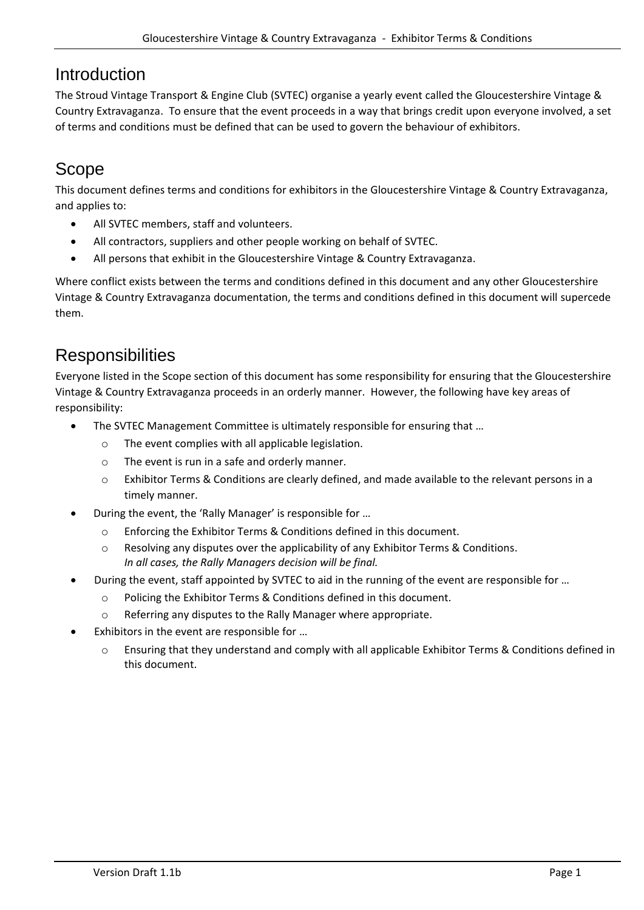# Introduction

The Stroud Vintage Transport & Engine Club (SVTEC) organise a yearly event called the Gloucestershire Vintage & Country Extravaganza. To ensure that the event proceeds in a way that brings credit upon everyone involved, a set of terms and conditions must be defined that can be used to govern the behaviour of exhibitors.

# Scope

This document defines terms and conditions for exhibitors in the Gloucestershire Vintage & Country Extravaganza, and applies to:

- All SVTEC members, staff and volunteers.
- All contractors, suppliers and other people working on behalf of SVTEC.
- All persons that exhibit in the Gloucestershire Vintage & Country Extravaganza.

Where conflict exists between the terms and conditions defined in this document and any other Gloucestershire Vintage & Country Extravaganza documentation, the terms and conditions defined in this document will supercede them.

# Responsibilities

Everyone listed in the Scope section of this document has some responsibility for ensuring that the Gloucestershire Vintage & Country Extravaganza proceeds in an orderly manner. However, the following have key areas of responsibility:

- The SVTEC Management Committee is ultimately responsible for ensuring that …
    - The event complies with all applicable legislation.
    - The event is run in a safe and orderly manner.
    - Exhibitor Terms & Conditions are clearly defined, and made available to the relevant persons in a timely manner.
- During the event, the 'Rally Manager' is responsible for …
    - Enforcing the Exhibitor Terms & Conditions defined in this document.
    - Resolving any disputes over the applicability of any Exhibitor Terms & Conditions.
      *In all cases, the Rally Managers decision will be final.*
- During the event, staff appointed by SVTEC to aid in the running of the event are responsible for …
    - Policing the Exhibitor Terms & Conditions defined in this document.
    - Referring any disputes to the Rally Manager where appropriate.
- Exhibitors in the event are responsible for …
    - Ensuring that they understand and comply with all applicable Exhibitor Terms & Conditions defined in this document.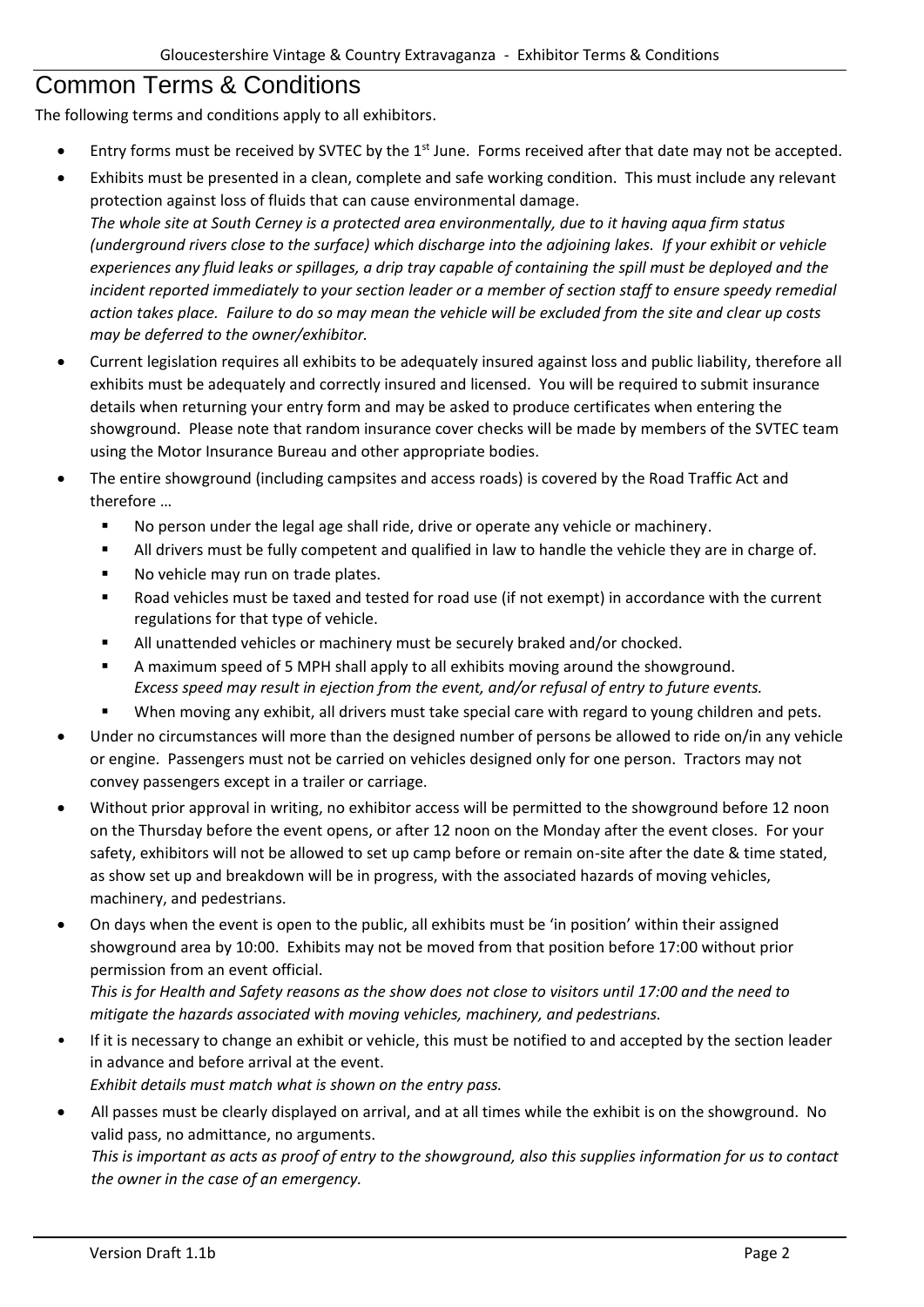# Common Terms & Conditions

The following terms and conditions apply to all exhibitors.

- Entry forms must be received by SVTEC by the 1st June. Forms received after that date may not be accepted.
- Exhibits must be presented in a clean, complete and safe working condition. This must include any relevant protection against loss of fluids that can cause environmental damage.
  *The whole site at South Cerney is a protected area environmentally, due to it having aqua firm status (underground rivers close to the surface) which discharge into the adjoining lakes. If your exhibit or vehicle experiences any fluid leaks or spillages, a drip tray capable of containing the spill must be deployed and the incident reported immediately to your section leader or a member of section staff to ensure speedy remedial action takes place. Failure to do so may mean the vehicle will be excluded from the site and clear up costs may be deferred to the owner/exhibitor.*
- Current legislation requires all exhibits to be adequately insured against loss and public liability, therefore all exhibits must be adequately and correctly insured and licensed. You will be required to submit insurance details when returning your entry form and may be asked to produce certificates when entering the showground. Please note that random insurance cover checks will be made by members of the SVTEC team using the Motor Insurance Bureau and other appropriate bodies.
- The entire showground (including campsites and access roads) is covered by the Road Traffic Act and therefore …
  - No person under the legal age shall ride, drive or operate any vehicle or machinery.
  - All drivers must be fully competent and qualified in law to handle the vehicle they are in charge of.
  - No vehicle may run on trade plates.
  - Road vehicles must be taxed and tested for road use (if not exempt) in accordance with the current regulations for that type of vehicle.
  - All unattended vehicles or machinery must be securely braked and/or chocked.
  - A maximum speed of 5 MPH shall apply to all exhibits moving around the showground.
    *Excess speed may result in ejection from the event, and/or refusal of entry to future events.*
  - When moving any exhibit, all drivers must take special care with regard to young children and pets.
- Under no circumstances will more than the designed number of persons be allowed to ride on/in any vehicle or engine. Passengers must not be carried on vehicles designed only for one person. Tractors may not convey passengers except in a trailer or carriage.
- Without prior approval in writing, no exhibitor access will be permitted to the showground before 12 noon on the Thursday before the event opens, or after 12 noon on the Monday after the event closes. For your safety, exhibitors will not be allowed to set up camp before or remain on-site after the date & time stated, as show set up and breakdown will be in progress, with the associated hazards of moving vehicles, machinery, and pedestrians.
- On days when the event is open to the public, all exhibits must be 'in position' within their assigned showground area by 10:00. Exhibits may not be moved from that position before 17:00 without prior permission from an event official.
  *This is for Health and Safety reasons as the show does not close to visitors until 17:00 and the need to mitigate the hazards associated with moving vehicles, machinery, and pedestrians.*
- If it is necessary to change an exhibit or vehicle, this must be notified to and accepted by the section leader in advance and before arrival at the event.
  *Exhibit details must match what is shown on the entry pass.*
- All passes must be clearly displayed on arrival, and at all times while the exhibit is on the showground. No valid pass, no admittance, no arguments.
  *This is important as acts as proof of entry to the showground, also this supplies information for us to contact the owner in the case of an emergency.*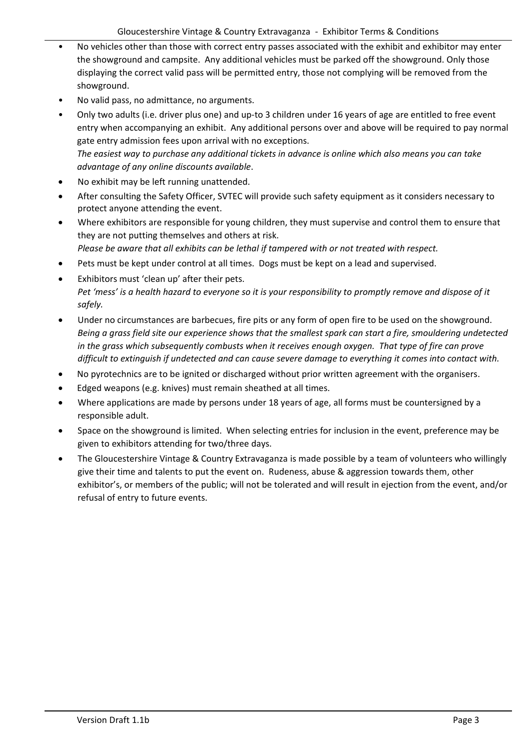- No vehicles other than those with correct entry passes associated with the exhibit and exhibitor may enter the showground and campsite. Any additional vehicles must be parked off the showground. Only those displaying the correct valid pass will be permitted entry, those not complying will be removed from the showground.
- No valid pass, no admittance, no arguments.
- Only two adults (i.e. driver plus one) and up-to 3 children under 16 years of age are entitled to free event entry when accompanying an exhibit. Any additional persons over and above will be required to pay normal gate entry admission fees upon arrival with no exceptions.
  *The easiest way to purchase any additional tickets in advance is online which also means you can take advantage of any online discounts available*.
- No exhibit may be left running unattended.
- After consulting the Safety Officer, SVTEC will provide such safety equipment as it considers necessary to protect anyone attending the event.
- Where exhibitors are responsible for young children, they must supervise and control them to ensure that they are not putting themselves and others at risk.
  *Please be aware that all exhibits can be lethal if tampered with or not treated with respect.*
- Pets must be kept under control at all times. Dogs must be kept on a lead and supervised.
- Exhibitors must 'clean up' after their pets.
  *Pet 'mess' is a health hazard to everyone so it is your responsibility to promptly remove and dispose of it safely.*
- Under no circumstances are barbecues, fire pits or any form of open fire to be used on the showground.
  *Being a grass field site our experience shows that the smallest spark can start a fire, smouldering undetected in the grass which subsequently combusts when it receives enough oxygen. That type of fire can prove difficult to extinguish if undetected and can cause severe damage to everything it comes into contact with.*
- No pyrotechnics are to be ignited or discharged without prior written agreement with the organisers.
- Edged weapons (e.g. knives) must remain sheathed at all times.
- Where applications are made by persons under 18 years of age, all forms must be countersigned by a responsible adult.
- Space on the showground is limited. When selecting entries for inclusion in the event, preference may be given to exhibitors attending for two/three days.
- The Gloucestershire Vintage & Country Extravaganza is made possible by a team of volunteers who willingly give their time and talents to put the event on. Rudeness, abuse & aggression towards them, other exhibitor's, or members of the public; will not be tolerated and will result in ejection from the event, and/or refusal of entry to future events.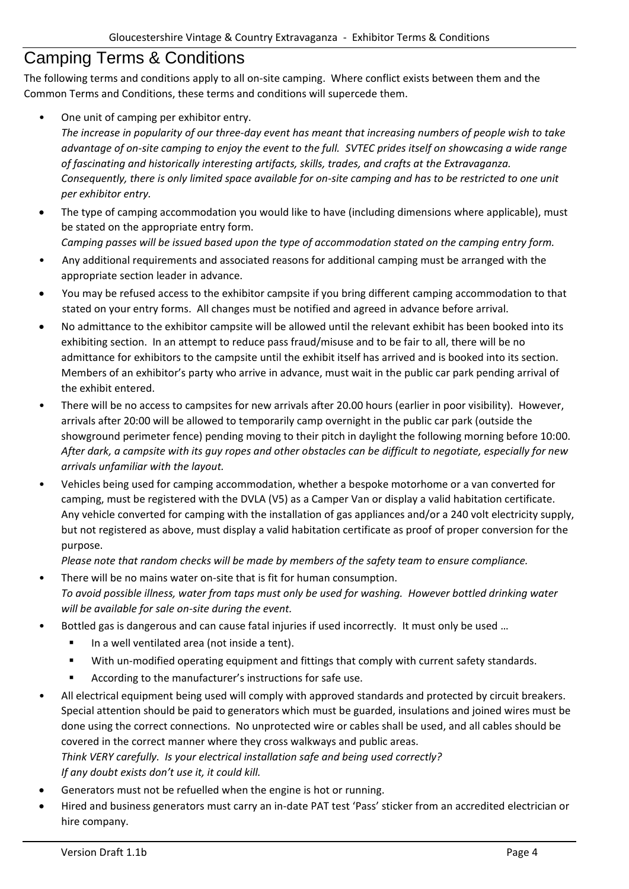# Camping Terms & Conditions

The following terms and conditions apply to all on-site camping. Where conflict exists between them and the Common Terms and Conditions, these terms and conditions will supercede them.

- One unit of camping per exhibitor entry.
  *The increase in popularity of our three-day event has meant that increasing numbers of people wish to take advantage of on-site camping to enjoy the event to the full. SVTEC prides itself on showcasing a wide range of fascinating and historically interesting artifacts, skills, trades, and crafts at the Extravaganza. Consequently, there is only limited space available for on-site camping and has to be restricted to one unit per exhibitor entry.*
- The type of camping accommodation you would like to have (including dimensions where applicable), must be stated on the appropriate entry form.
  *Camping passes will be issued based upon the type of accommodation stated on the camping entry form.*
- Any additional requirements and associated reasons for additional camping must be arranged with the appropriate section leader in advance.
- You may be refused access to the exhibitor campsite if you bring different camping accommodation to that stated on your entry forms. All changes must be notified and agreed in advance before arrival.
- No admittance to the exhibitor campsite will be allowed until the relevant exhibit has been booked into its exhibiting section. In an attempt to reduce pass fraud/misuse and to be fair to all, there will be no admittance for exhibitors to the campsite until the exhibit itself has arrived and is booked into its section. Members of an exhibitor's party who arrive in advance, must wait in the public car park pending arrival of the exhibit entered.
- There will be no access to campsites for new arrivals after 20.00 hours (earlier in poor visibility). However, arrivals after 20:00 will be allowed to temporarily camp overnight in the public car park (outside the showground perimeter fence) pending moving to their pitch in daylight the following morning before 10:00. *After dark, a campsite with its guy ropes and other obstacles can be difficult to negotiate, especially for new arrivals unfamiliar with the layout.*
- Vehicles being used for camping accommodation, whether a bespoke motorhome or a van converted for camping, must be registered with the DVLA (V5) as a Camper Van or display a valid habitation certificate. Any vehicle converted for camping with the installation of gas appliances and/or a 240 volt electricity supply, but not registered as above, must display a valid habitation certificate as proof of proper conversion for the purpose.
  *Please note that random checks will be made by members of the safety team to ensure compliance.*
- There will be no mains water on-site that is fit for human consumption.
  *To avoid possible illness, water from taps must only be used for washing. However bottled drinking water will be available for sale on-site during the event.*
- Bottled gas is dangerous and can cause fatal injuries if used incorrectly. It must only be used …
  - In a well ventilated area (not inside a tent).
  - With un-modified operating equipment and fittings that comply with current safety standards.
  - According to the manufacturer's instructions for safe use.
- All electrical equipment being used will comply with approved standards and protected by circuit breakers. Special attention should be paid to generators which must be guarded, insulations and joined wires must be done using the correct connections. No unprotected wire or cables shall be used, and all cables should be covered in the correct manner where they cross walkways and public areas.
  *Think VERY carefully. Is your electrical installation safe and being used correctly?*
  *If any doubt exists don't use it, it could kill.*
- Generators must not be refuelled when the engine is hot or running.
- Hired and business generators must carry an in-date PAT test 'Pass' sticker from an accredited electrician or hire company.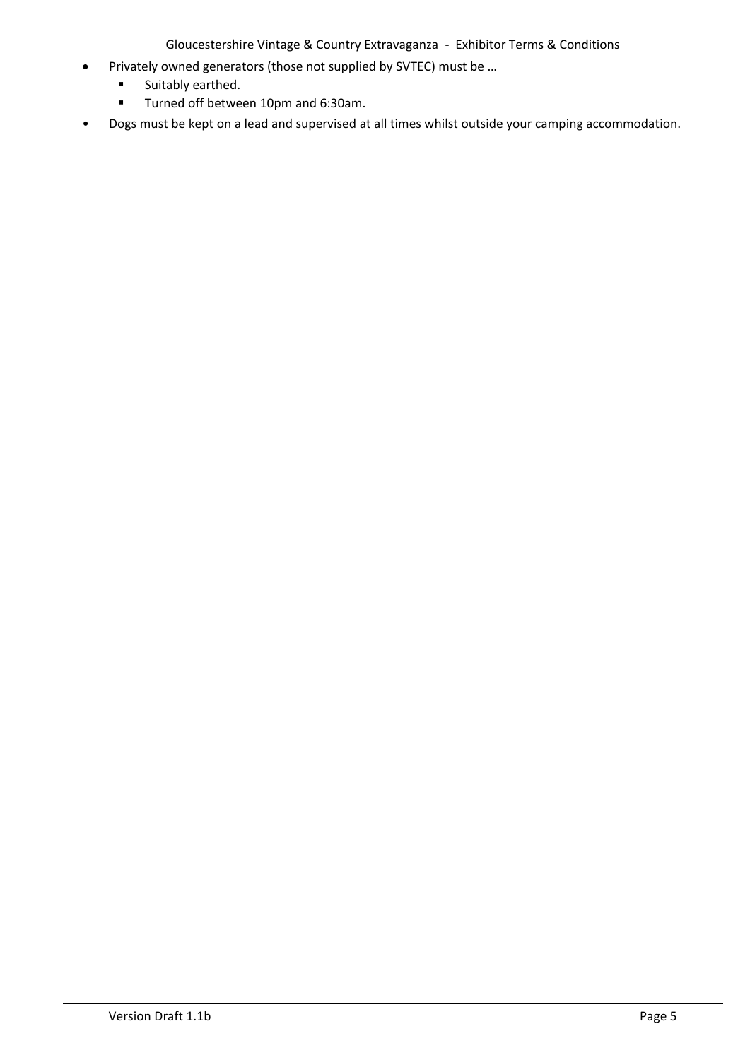- Privately owned generators (those not supplied by SVTEC) must be …
  - Suitably earthed.
  - Turned off between 10pm and 6:30am.
- Dogs must be kept on a lead and supervised at all times whilst outside your camping accommodation.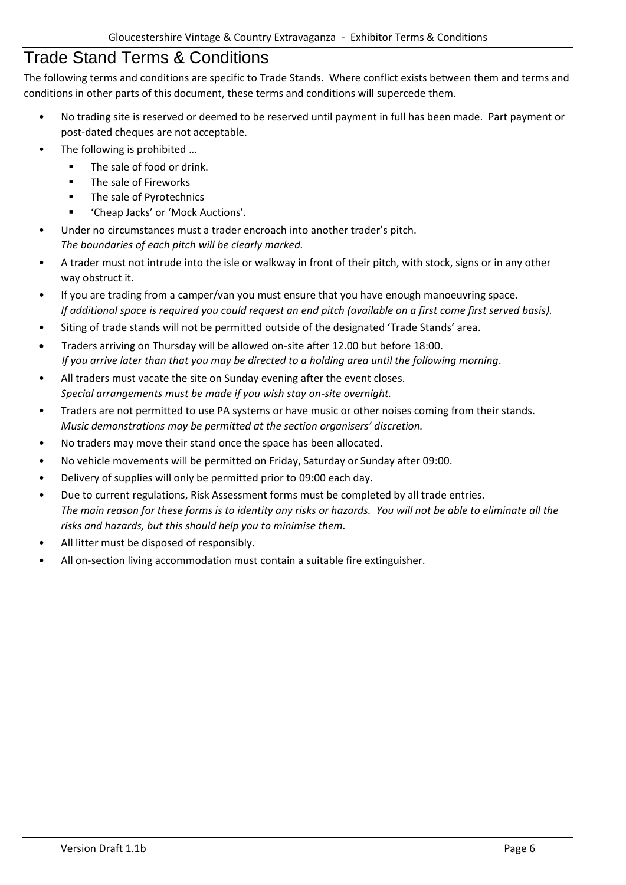# Trade Stand Terms & Conditions

The following terms and conditions are specific to Trade Stands. Where conflict exists between them and terms and conditions in other parts of this document, these terms and conditions will supercede them.

- No trading site is reserved or deemed to be reserved until payment in full has been made. Part payment or post-dated cheques are not acceptable.
- The following is prohibited …
  - The sale of food or drink.
  - The sale of Fireworks
  - The sale of Pyrotechnics
  - 'Cheap Jacks' or 'Mock Auctions'.
- Under no circumstances must a trader encroach into another trader's pitch.  
  *The boundaries of each pitch will be clearly marked.*
- A trader must not intrude into the isle or walkway in front of their pitch, with stock, signs or in any other way obstruct it.
- If you are trading from a camper/van you must ensure that you have enough manoeuvring space.  
  *If additional space is required you could request an end pitch (available on a first come first served basis).*
- Siting of trade stands will not be permitted outside of the designated 'Trade Stands' area.
- Traders arriving on Thursday will be allowed on-site after 12.00 but before 18:00.  
  *If you arrive later than that you may be directed to a holding area until the following morning.*
- All traders must vacate the site on Sunday evening after the event closes.  
  *Special arrangements must be made if you wish stay on-site overnight.*
- Traders are not permitted to use PA systems or have music or other noises coming from their stands.  
  *Music demonstrations may be permitted at the section organisers' discretion.*
- No traders may move their stand once the space has been allocated.
- No vehicle movements will be permitted on Friday, Saturday or Sunday after 09:00.
- Delivery of supplies will only be permitted prior to 09:00 each day.
- Due to current regulations, Risk Assessment forms must be completed by all trade entries.  
  *The main reason for these forms is to identity any risks or hazards. You will not be able to eliminate all the risks and hazards, but this should help you to minimise them.*
- All litter must be disposed of responsibly.
- All on-section living accommodation must contain a suitable fire extinguisher.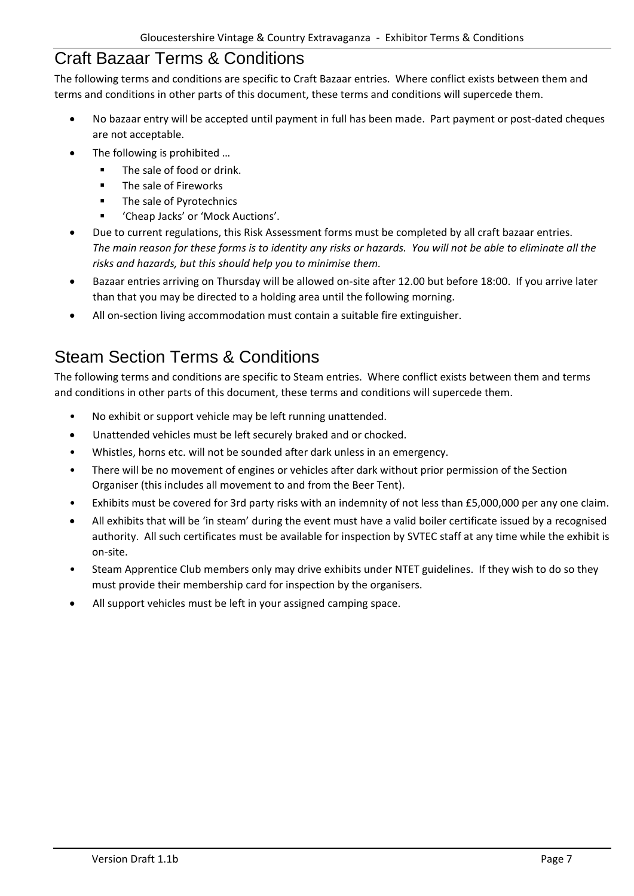## Craft Bazaar Terms & Conditions

The following terms and conditions are specific to Craft Bazaar entries. Where conflict exists between them and terms and conditions in other parts of this document, these terms and conditions will supercede them.

- No bazaar entry will be accepted until payment in full has been made. Part payment or post-dated cheques are not acceptable.
- The following is prohibited …
  - The sale of food or drink.
  - The sale of Fireworks
  - The sale of Pyrotechnics
  - 'Cheap Jacks' or 'Mock Auctions'.
- Due to current regulations, this Risk Assessment forms must be completed by all craft bazaar entries. *The main reason for these forms is to identity any risks or hazards. You will not be able to eliminate all the risks and hazards, but this should help you to minimise them.*
- Bazaar entries arriving on Thursday will be allowed on-site after 12.00 but before 18:00. If you arrive later than that you may be directed to a holding area until the following morning.
- All on-section living accommodation must contain a suitable fire extinguisher.

## Steam Section Terms & Conditions

The following terms and conditions are specific to Steam entries. Where conflict exists between them and terms and conditions in other parts of this document, these terms and conditions will supercede them.

- No exhibit or support vehicle may be left running unattended.
- Unattended vehicles must be left securely braked and or chocked.
- Whistles, horns etc. will not be sounded after dark unless in an emergency.
- There will be no movement of engines or vehicles after dark without prior permission of the Section Organiser (this includes all movement to and from the Beer Tent).
- Exhibits must be covered for 3rd party risks with an indemnity of not less than £5,000,000 per any one claim.
- All exhibits that will be 'in steam' during the event must have a valid boiler certificate issued by a recognised authority. All such certificates must be available for inspection by SVTEC staff at any time while the exhibit is on-site.
- Steam Apprentice Club members only may drive exhibits under NTET guidelines. If they wish to do so they must provide their membership card for inspection by the organisers.
- All support vehicles must be left in your assigned camping space.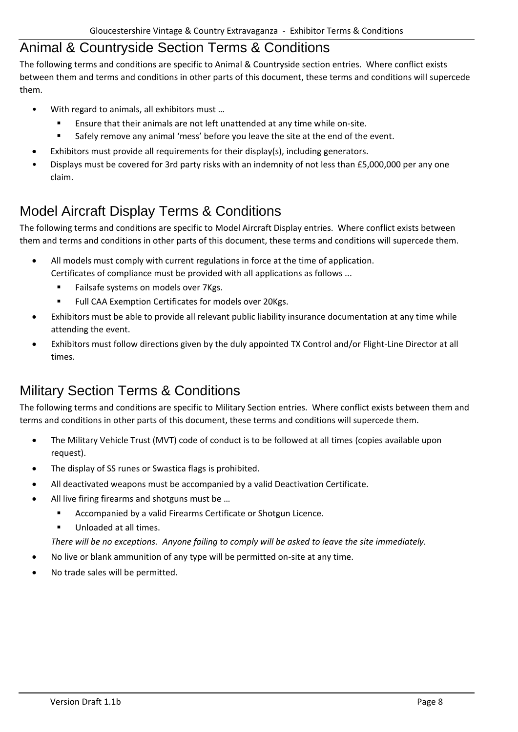## Animal & Countryside Section Terms & Conditions

The following terms and conditions are specific to Animal & Countryside section entries. Where conflict exists between them and terms and conditions in other parts of this document, these terms and conditions will supercede them.

- With regard to animals, all exhibitors must …
  - Ensure that their animals are not left unattended at any time while on-site.
  - Safely remove any animal 'mess' before you leave the site at the end of the event.
- Exhibitors must provide all requirements for their display(s), including generators.
- Displays must be covered for 3rd party risks with an indemnity of not less than £5,000,000 per any one claim.

## Model Aircraft Display Terms & Conditions

The following terms and conditions are specific to Model Aircraft Display entries. Where conflict exists between them and terms and conditions in other parts of this document, these terms and conditions will supercede them.

- All models must comply with current regulations in force at the time of application.
  Certificates of compliance must be provided with all applications as follows ...
  - Failsafe systems on models over 7Kgs.
  - Full CAA Exemption Certificates for models over 20Kgs.
- Exhibitors must be able to provide all relevant public liability insurance documentation at any time while attending the event.
- Exhibitors must follow directions given by the duly appointed TX Control and/or Flight-Line Director at all times.

## Military Section Terms & Conditions

The following terms and conditions are specific to Military Section entries. Where conflict exists between them and terms and conditions in other parts of this document, these terms and conditions will supercede them.

- The Military Vehicle Trust (MVT) code of conduct is to be followed at all times (copies available upon request).
- The display of SS runes or Swastica flags is prohibited.
- All deactivated weapons must be accompanied by a valid Deactivation Certificate.
- All live firing firearms and shotguns must be …
  - Accompanied by a valid Firearms Certificate or Shotgun Licence.
  - Unloaded at all times.

  *There will be no exceptions. Anyone failing to comply will be asked to leave the site immediately.*
- No live or blank ammunition of any type will be permitted on-site at any time.
- No trade sales will be permitted.